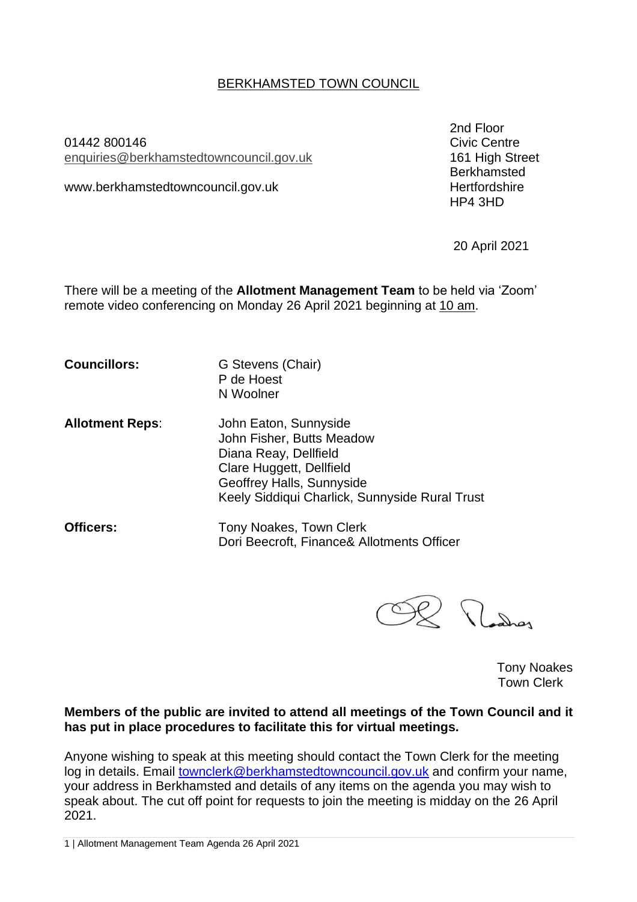# BERKHAMSTED TOWN COUNCIL

01442 800146
enquiries@berkhamstedtowncouncil.gov.uk

www.berkhamstedtowncouncil.gov.uk

2nd Floor
Civic Centre
161 High Street
Berkhamsted
Hertfordshire
HP4 3HD

20 April 2021

There will be a meeting of the **Allotment Management Team** to be held via 'Zoom' remote video conferencing on Monday 26 April 2021 beginning at 10 am.

| | |
|---|---|
| **Councillors:** | G Stevens (Chair)<br>P de Hoest<br>N Woolner |
| **Allotment Reps**: | John Eaton, Sunnyside<br>John Fisher, Butts Meadow<br>Diana Reay, Dellfield<br>Clare Huggett, Dellfield<br>Geoffrey Halls, Sunnyside<br>Keely Siddiqui Charlick, Sunnyside Rural Trust |
| **Officers:** | Tony Noakes, Town Clerk<br>Dori Beecroft, Finance& Allotments Officer |

Tony Noakes
Town Clerk

**Members of the public are invited to attend all meetings of the Town Council and it has put in place procedures to facilitate this for virtual meetings.**

Anyone wishing to speak at this meeting should contact the Town Clerk for the meeting log in details. Email townclerk@berkhamstedtowncouncil.gov.uk and confirm your name, your address in Berkhamsted and details of any items on the agenda you may wish to speak about. The cut off point for requests to join the meeting is midday on the 26 April 2021.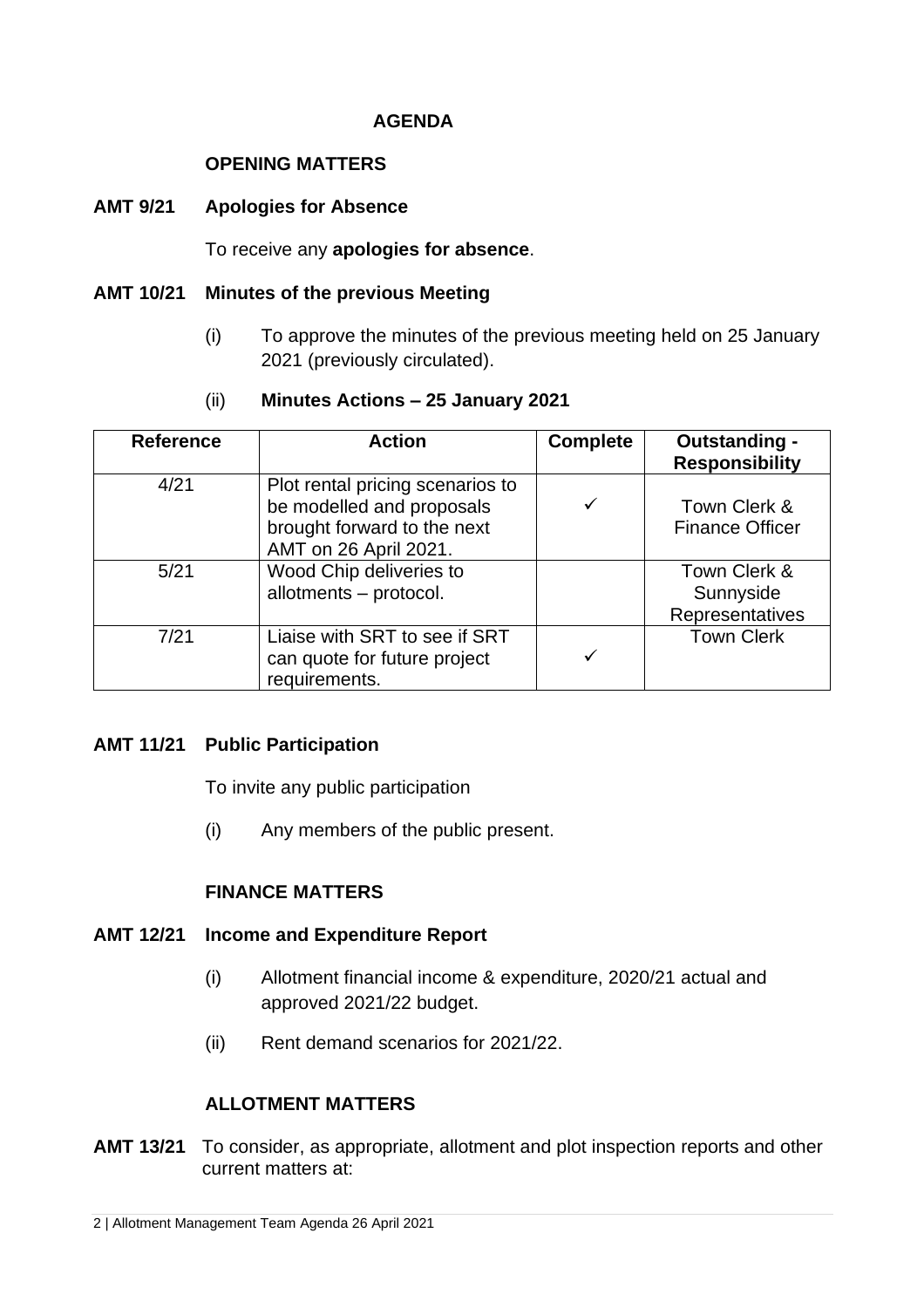# AGENDA

## OPENING MATTERS

**AMT 9/21 Apologies for Absence**

To receive any **apologies for absence**.

**AMT 10/21 Minutes of the previous Meeting**

(i) To approve the minutes of the previous meeting held on 25 January 2021 (previously circulated).

(ii) **Minutes Actions – 25 January 2021**

| Reference | Action | Complete | Outstanding - Responsibility |
|---|---|---|---|
| 4/21 | Plot rental pricing scenarios to be modelled and proposals brought forward to the next AMT on 26 April 2021. | ✓ | Town Clerk & Finance Officer |
| 5/21 | Wood Chip deliveries to allotments – protocol. | | Town Clerk & Sunnyside Representatives |
| 7/21 | Liaise with SRT to see if SRT can quote for future project requirements. | ✓ | Town Clerk |

**AMT 11/21 Public Participation**

To invite any public participation

(i) Any members of the public present.

## FINANCE MATTERS

**AMT 12/21 Income and Expenditure Report**

(i) Allotment financial income & expenditure, 2020/21 actual and approved 2021/22 budget.

(ii) Rent demand scenarios for 2021/22.

## ALLOTMENT MATTERS

**AMT 13/21** To consider, as appropriate, allotment and plot inspection reports and other current matters at: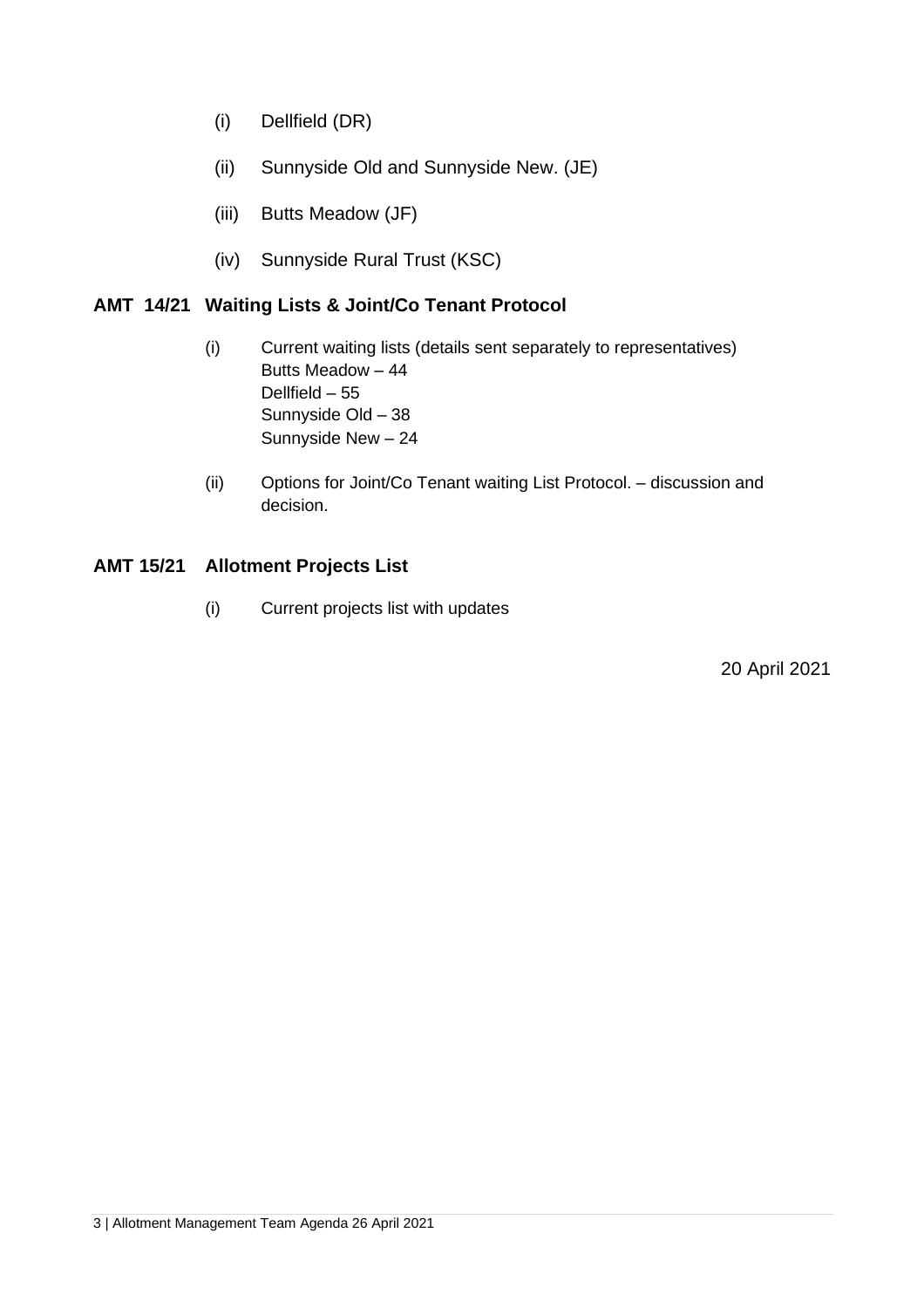(i) Dellfield (DR)

(ii) Sunnyside Old and Sunnyside New. (JE)

(iii) Butts Meadow (JF)

(iv) Sunnyside Rural Trust (KSC)

## AMT 14/21 Waiting Lists & Joint/Co Tenant Protocol

(i) Current waiting lists (details sent separately to representatives)
Butts Meadow – 44
Dellfield – 55
Sunnyside Old – 38
Sunnyside New – 24

(ii) Options for Joint/Co Tenant waiting List Protocol. – discussion and decision.

## AMT 15/21 Allotment Projects List

(i) Current projects list with updates

20 April 2021